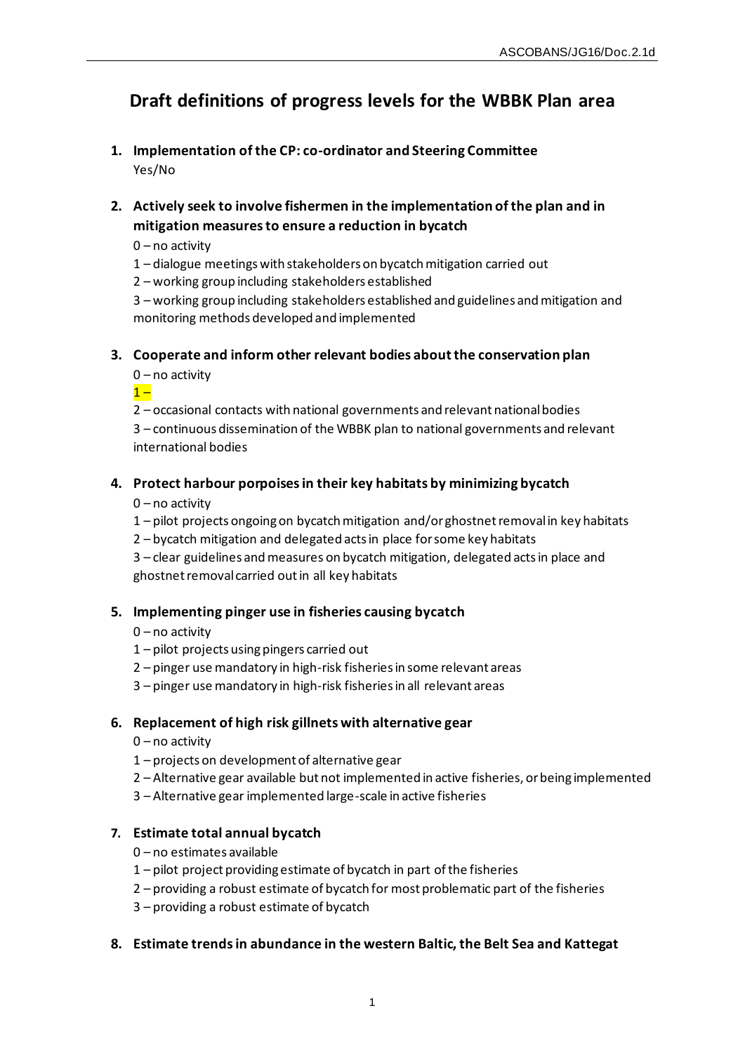# Draft definitions of progress levels for the WBBK Plan area

1. **Implementation of the CP: co-ordinator and Steering Committee**
   Yes/No

2. **Actively seek to involve fishermen in the implementation of the plan and in mitigation measures to ensure a reduction in bycatch**
   0 – no activity
   1 – dialogue meetings with stakeholders on bycatch mitigation carried out
   2 – working group including stakeholders established
   3 – working group including stakeholders established and guidelines and mitigation and monitoring methods developed and implemented

3. **Cooperate and inform other relevant bodies about the conservation plan**
   0 – no activity
   1 –
   2 – occasional contacts with national governments and relevant national bodies
   3 – continuous dissemination of the WBBK plan to national governments and relevant international bodies

4. **Protect harbour porpoises in their key habitats by minimizing bycatch**
   0 – no activity
   1 – pilot projects ongoing on bycatch mitigation and/or ghostnet removal in key habitats
   2 – bycatch mitigation and delegated acts in place for some key habitats
   3 – clear guidelines and measures on bycatch mitigation, delegated acts in place and ghostnet removal carried out in all key habitats

5. **Implementing pinger use in fisheries causing bycatch**
   0 – no activity
   1 – pilot projects using pingers carried out
   2 – pinger use mandatory in high-risk fisheries in some relevant areas
   3 – pinger use mandatory in high-risk fisheries in all relevant areas

6. **Replacement of high risk gillnets with alternative gear**
   0 – no activity
   1 – projects on development of alternative gear
   2 – Alternative gear available but not implemented in active fisheries, or being implemented
   3 – Alternative gear implemented large-scale in active fisheries

7. **Estimate total annual bycatch**
   0 – no estimates available
   1 – pilot project providing estimate of bycatch in part of the fisheries
   2 – providing a robust estimate of bycatch for most problematic part of the fisheries
   3 – providing a robust estimate of bycatch

8. **Estimate trends in abundance in the western Baltic, the Belt Sea and Kattegat**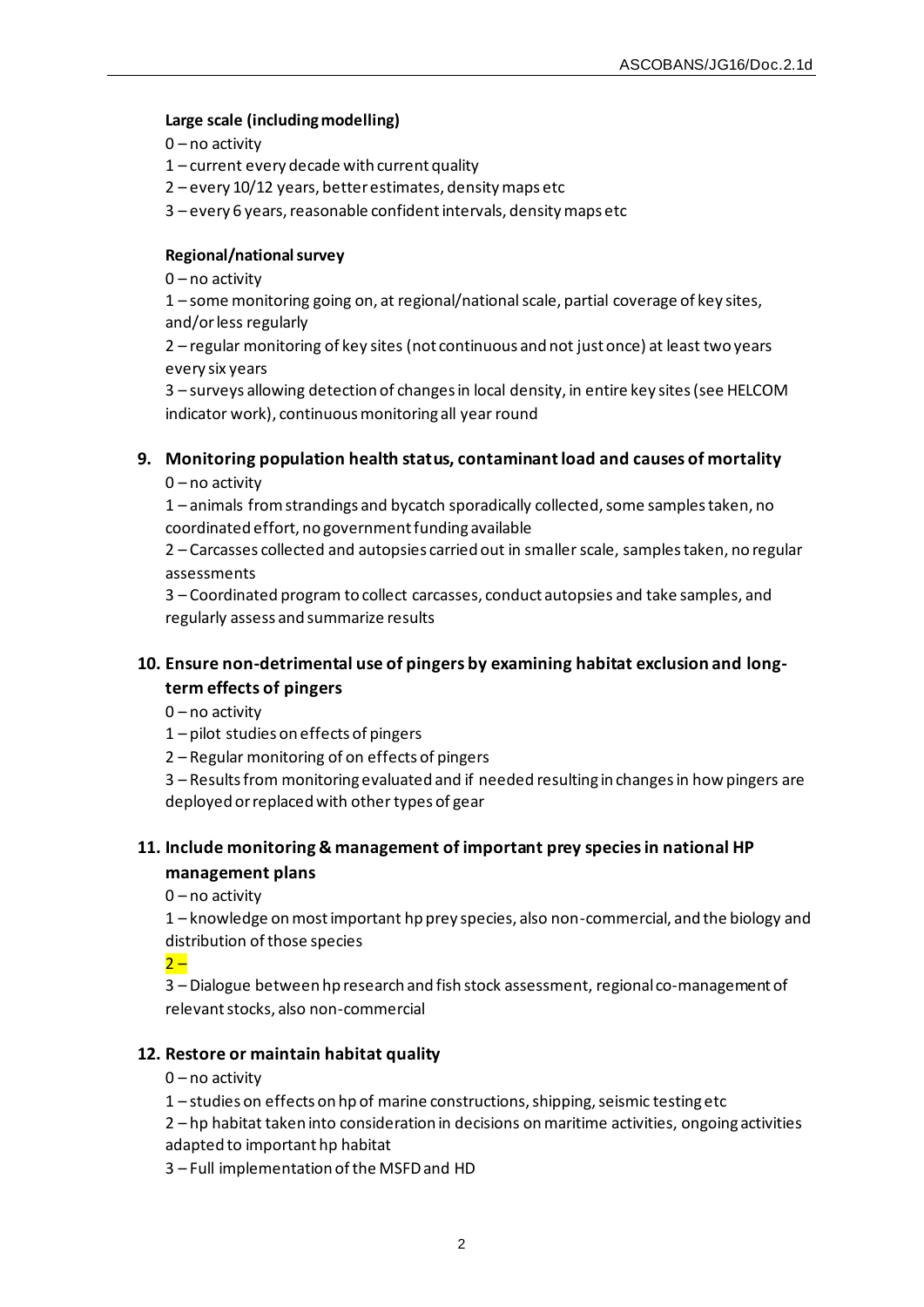**Large scale (including modelling)**

0 – no activity

1 – current every decade with current quality

2 – every 10/12 years, better estimates, density maps etc

3 – every 6 years, reasonable confident intervals, density maps etc

**Regional/national survey**

0 – no activity

1 – some monitoring going on, at regional/national scale, partial coverage of key sites, and/or less regularly

2 – regular monitoring of key sites (not continuous and not just once) at least two years every six years

3 – surveys allowing detection of changes in local density, in entire key sites (see HELCOM indicator work), continuous monitoring all year round

## 9. Monitoring population health status, contaminant load and causes of mortality

0 – no activity

1 – animals from strandings and bycatch sporadically collected, some samples taken, no coordinated effort, no government funding available

2 – Carcasses collected and autopsies carried out in smaller scale, samples taken, no regular assessments

3 – Coordinated program to collect carcasses, conduct autopsies and take samples, and regularly assess and summarize results

## 10. Ensure non-detrimental use of pingers by examining habitat exclusion and long-term effects of pingers

0 – no activity

1 – pilot studies on effects of pingers

2 – Regular monitoring of on effects of pingers

3 – Results from monitoring evaluated and if needed resulting in changes in how pingers are deployed or replaced with other types of gear

## 11. Include monitoring & management of important prey species in national HP management plans

0 – no activity

1 – knowledge on most important hp prey species, also non-commercial, and the biology and distribution of those species

2 –

3 – Dialogue between hp research and fish stock assessment, regional co-management of relevant stocks, also non-commercial

## 12. Restore or maintain habitat quality

0 – no activity

1 – studies on effects on hp of marine constructions, shipping, seismic testing etc

2 – hp habitat taken into consideration in decisions on maritime activities, ongoing activities adapted to important hp habitat

3 – Full implementation of the MSFD and HD